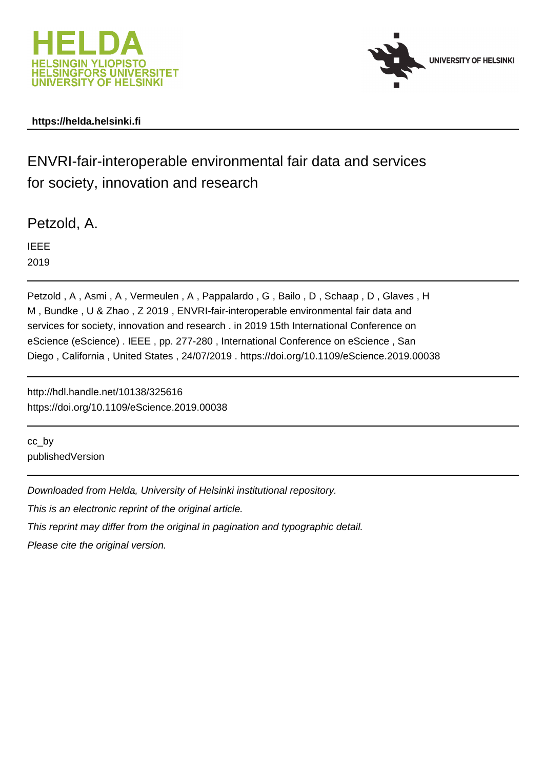**HELDA**
**HELSINGIN YLIOPISTO**
**HELSINGFORS UNIVERSITET**
**UNIVERSITY OF HELSINKI**

**UNIVERSITY OF HELSINKI**

**https://helda.helsinki.fi**

# ENVRI-fair-interoperable environmental fair data and services for society, innovation and research

Petzold, A.

IEEE

2019

---

Petzold , A , Asmi , A , Vermeulen , A , Pappalardo , G , Bailo , D , Schaap , D , Glaves , H M , Bundke , U & Zhao , Z 2019 , ENVRI-fair-interoperable environmental fair data and services for society, innovation and research . in 2019 15th International Conference on eScience (eScience) . IEEE , pp. 277-280 , International Conference on eScience , San Diego , California , United States , 24/07/2019 . https://doi.org/10.1109/eScience.2019.00038

---

http://hdl.handle.net/10138/325616
https://doi.org/10.1109/eScience.2019.00038

---

cc_by
publishedVersion

---

*Downloaded from Helda, University of Helsinki institutional repository.*

*This is an electronic reprint of the original article.*

*This reprint may differ from the original in pagination and typographic detail.*

*Please cite the original version.*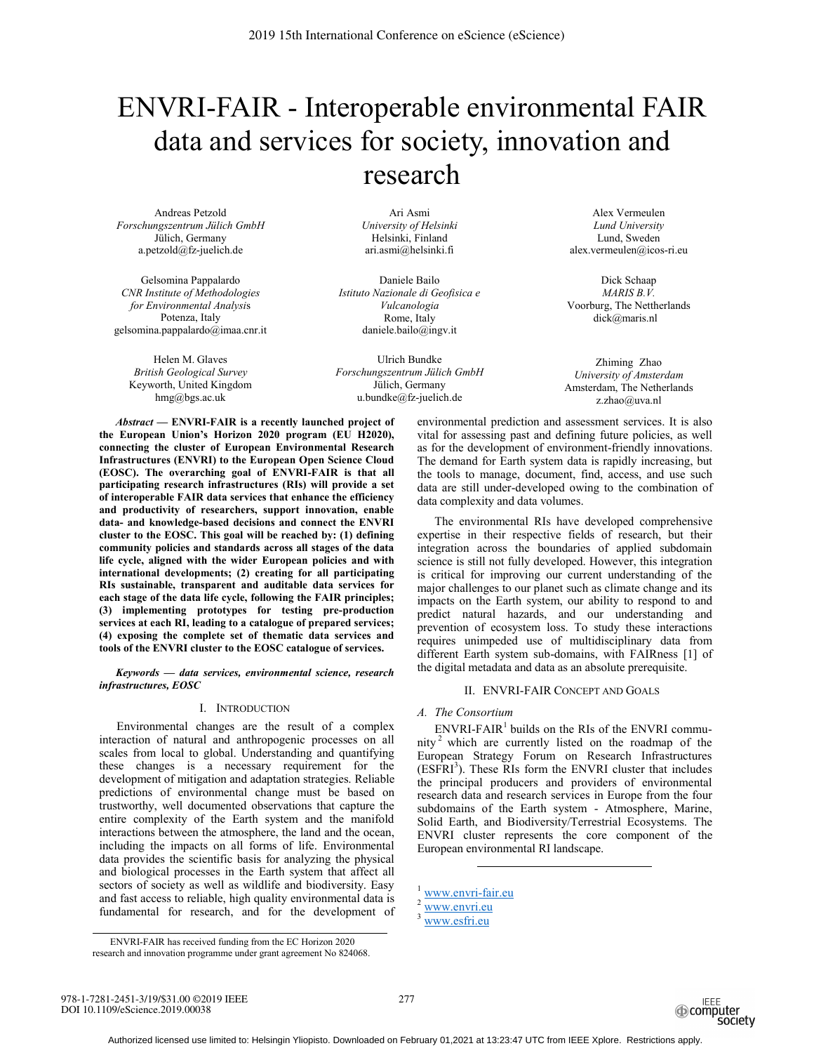# ENVRI-FAIR - Interoperable environmental FAIR data and services for society, innovation and research

Andreas Petzold
*Forschungszentrum Jülich GmbH*
Jülich, Germany
a.petzold@fz-juelich.de

Ari Asmi
*University of Helsinki*
Helsinki, Finland
ari.asmi@helsinki.fi

Alex Vermeulen
*Lund University*
Lund, Sweden
alex.vermeulen@icos-ri.eu

Gelsomina Pappalardo
*CNR Institute of Methodologies for Environmental Analysis*
Potenza, Italy
gelsomina.pappalardo@imaa.cnr.it

Daniele Bailo
*Istituto Nazionale di Geofisica e Vulcanologia*
Rome, Italy
daniele.bailo@ingv.it

Dick Schaap
*MARIS B.V.*
Voorburg, The Nettherlands
dick@maris.nl

Helen M. Glaves
*British Geological Survey*
Keyworth, United Kingdom
hmg@bgs.ac.uk

Ulrich Bundke
*Forschungszentrum Jülich GmbH*
Jülich, Germany
u.bundke@fz-juelich.de

Zhiming Zhao
*University of Amsterdam*
Amsterdam, The Netherlands
z.zhao@uva.nl

***Abstract* — ENVRI-FAIR is a recently launched project of the European Union's Horizon 2020 program (EU H2020), connecting the cluster of European Environmental Research Infrastructures (ENVRI) to the European Open Science Cloud (EOSC). The overarching goal of ENVRI-FAIR is that all participating research infrastructures (RIs) will provide a set of interoperable FAIR data services that enhance the efficiency and productivity of researchers, support innovation, enable data- and knowledge-based decisions and connect the ENVRI cluster to the EOSC. This goal will be reached by: (1) defining community policies and standards across all stages of the data life cycle, aligned with the wider European policies and with international developments; (2) creating for all participating RIs sustainable, transparent and auditable data services for each stage of the data life cycle, following the FAIR principles; (3) implementing prototypes for testing pre-production services at each RI, leading to a catalogue of prepared services; (4) exposing the complete set of thematic data services and tools of the ENVRI cluster to the EOSC catalogue of services.**

***Keywords — data services, environmental science, research infrastructures, EOSC***

## I. Introduction

Environmental changes are the result of a complex interaction of natural and anthropogenic processes on all scales from local to global. Understanding and quantifying these changes is a necessary requirement for the development of mitigation and adaptation strategies. Reliable predictions of environmental change must be based on trustworthy, well documented observations that capture the entire complexity of the Earth system and the manifold interactions between the atmosphere, the land and the ocean, including the impacts on all forms of life. Environmental data provides the scientific basis for analyzing the physical and biological processes in the Earth system that affect all sectors of society as well as wildlife and biodiversity. Easy and fast access to reliable, high quality environmental data is fundamental for research, and for the development of environmental prediction and assessment services. It is also vital for assessing past and defining future policies, as well as for the development of environment-friendly innovations. The demand for Earth system data is rapidly increasing, but the tools to manage, document, find, access, and use such data are still under-developed owing to the combination of data complexity and data volumes.

The environmental RIs have developed comprehensive expertise in their respective fields of research, but their integration across the boundaries of applied subdomain science is still not fully developed. However, this integration is critical for improving our current understanding of the major challenges to our planet such as climate change and its impacts on the Earth system, our ability to respond to and predict natural hazards, and our understanding and prevention of ecosystem loss. To study these interactions requires unimpeded use of multidisciplinary data from different Earth system sub-domains, with FAIRness [1] of the digital metadata and data as an absolute prerequisite.

## II. ENVRI-FAIR Concept and Goals

### A. The Consortium

ENVRI-FAIR[1] builds on the RIs of the ENVRI community[2] which are currently listed on the roadmap of the European Strategy Forum on Research Infrastructures (ESFRI[3]). These RIs form the ENVRI cluster that includes the principal producers and providers of environmental research data and research services in Europe from the four subdomains of the Earth system - Atmosphere, Marine, Solid Earth, and Biodiversity/Terrestrial Ecosystems. The ENVRI cluster represents the core component of the European environmental RI landscape.

[1] www.envri-fair.eu
[2] www.envri.eu
[3] www.esfri.eu

ENVRI-FAIR has received funding from the EC Horizon 2020 research and innovation programme under grant agreement No 824068.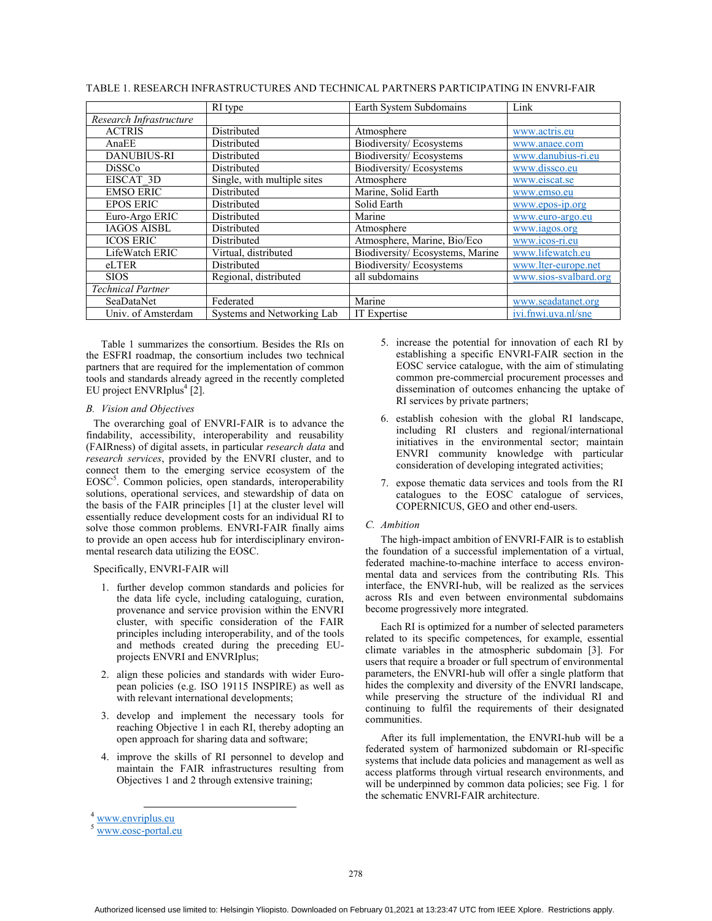TABLE 1. RESEARCH INFRASTRUCTURES AND TECHNICAL PARTNERS PARTICIPATING IN ENVRI-FAIR

| | RI type | Earth System Subdomains | Link |
|---|---|---|---|
| *Research Infrastructure* | | | |
| ACTRIS | Distributed | Atmosphere | www.actris.eu |
| AnaEE | Distributed | Biodiversity/ Ecosystems | www.anaee.com |
| DANUBIUS-RI | Distributed | Biodiversity/ Ecosystems | www.danubius-ri.eu |
| DiSSCo | Distributed | Biodiversity/ Ecosystems | www.dissco.eu |
| EISCAT_3D | Single, with multiple sites | Atmosphere | www.eiscat.se |
| EMSO ERIC | Distributed | Marine, Solid Earth | www.emso.eu |
| EPOS ERIC | Distributed | Solid Earth | www.epos-ip.org |
| Euro-Argo ERIC | Distributed | Marine | www.euro-argo.eu |
| IAGOS AISBL | Distributed | Atmosphere | www.iagos.org |
| ICOS ERIC | Distributed | Atmosphere, Marine, Bio/Eco | www.icos-ri.eu |
| LifeWatch ERIC | Virtual, distributed | Biodiversity/ Ecosystems, Marine | www.lifewatch.eu |
| eLTER | Distributed | Biodiversity/ Ecosystems | www.lter-europe.net |
| SIOS | Regional, distributed | all subdomains | www.sios-svalbard.org |
| *Technical Partner* | | | |
| SeaDataNet | Federated | Marine | www.seadatanet.org |
| Univ. of Amsterdam | Systems and Networking Lab | IT Expertise | ivi.fnwi.uva.nl/sne |

Table 1 summarizes the consortium. Besides the RIs on the ESFRI roadmap, the consortium includes two technical partners that are required for the implementation of common tools and standards already agreed in the recently completed EU project ENVRIplus[4] [2].

### B. Vision and Objectives

The overarching goal of ENVRI-FAIR is to advance the findability, accessibility, interoperability and reusability (FAIRness) of digital assets, in particular *research data* and *research services*, provided by the ENVRI cluster, and to connect them to the emerging service ecosystem of the EOSC[5]. Common policies, open standards, interoperability solutions, operational services, and stewardship of data on the basis of the FAIR principles [1] at the cluster level will essentially reduce development costs for an individual RI to solve those common problems. ENVRI-FAIR finally aims to provide an open access hub for interdisciplinary environmental research data utilizing the EOSC.

Specifically, ENVRI-FAIR will

1. further develop common standards and policies for the data life cycle, including cataloguing, curation, provenance and service provision within the ENVRI cluster, with specific consideration of the FAIR principles including interoperability, and of the tools and methods created during the preceding EU-projects ENVRI and ENVRIplus;
2. align these policies and standards with wider European policies (e.g. ISO 19115 INSPIRE) as well as with relevant international developments;
3. develop and implement the necessary tools for reaching Objective 1 in each RI, thereby adopting an open approach for sharing data and software;
4. improve the skills of RI personnel to develop and maintain the FAIR infrastructures resulting from Objectives 1 and 2 through extensive training;
5. increase the potential for innovation of each RI by establishing a specific ENVRI-FAIR section in the EOSC service catalogue, with the aim of stimulating common pre-commercial procurement processes and dissemination of outcomes enhancing the uptake of RI services by private partners;
6. establish cohesion with the global RI landscape, including RI clusters and regional/international initiatives in the environmental sector; maintain ENVRI community knowledge with particular consideration of developing integrated activities;
7. expose thematic data services and tools from the RI catalogues to the EOSC catalogue of services, COPERNICUS, GEO and other end-users.

### C. Ambition

The high-impact ambition of ENVRI-FAIR is to establish the foundation of a successful implementation of a virtual, federated machine-to-machine interface to access environmental data and services from the contributing RIs. This interface, the ENVRI-hub, will be realized as the services across RIs and even between environmental subdomains become progressively more integrated.

Each RI is optimized for a number of selected parameters related to its specific competences, for example, essential climate variables in the atmospheric subdomain [3]. For users that require a broader or full spectrum of environmental parameters, the ENVRI-hub will offer a single platform that hides the complexity and diversity of the ENVRI landscape, while preserving the structure of the individual RI and continuing to fulfil the requirements of their designated communities.

After its full implementation, the ENVRI-hub will be a federated system of harmonized subdomain or RI-specific systems that include data policies and management as well as access platforms through virtual research environments, and will be underpinned by common data policies; see Fig. 1 for the schematic ENVRI-FAIR architecture.

[4] www.envriplus.eu
[5] www.eosc-portal.eu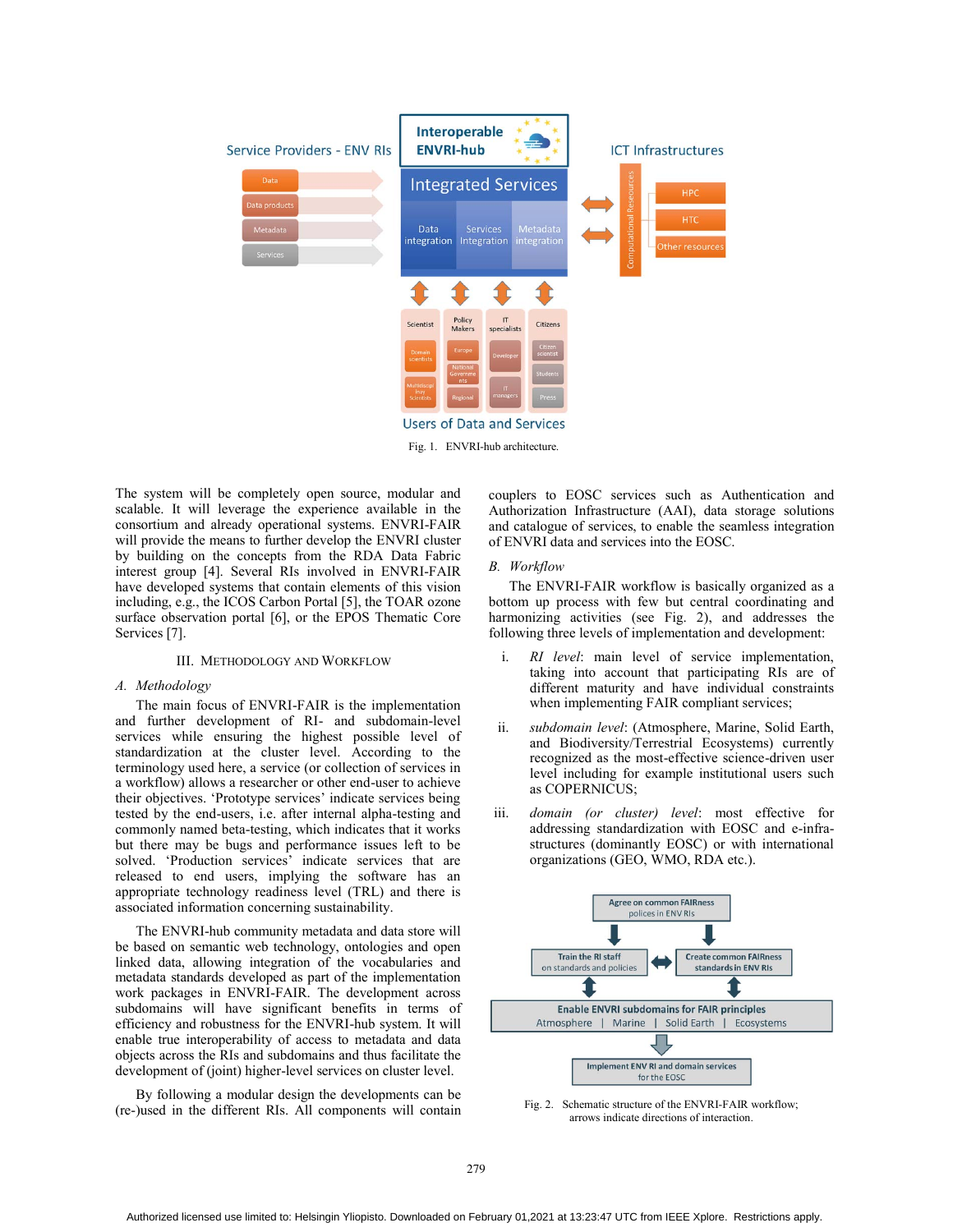Fig. 1. ENVRI-hub architecture.

The system will be completely open source, modular and scalable. It will leverage the experience available in the consortium and already operational systems. ENVRI-FAIR will provide the means to further develop the ENVRI cluster by building on the concepts from the RDA Data Fabric interest group [4]. Several RIs involved in ENVRI-FAIR have developed systems that contain elements of this vision including, e.g., the ICOS Carbon Portal [5], the TOAR ozone surface observation portal [6], or the EPOS Thematic Core Services [7].

## III. Methodology and Workflow

### A. Methodology

The main focus of ENVRI-FAIR is the implementation and further development of RI- and subdomain-level services while ensuring the highest possible level of standardization at the cluster level. According to the terminology used here, a service (or collection of services in a workflow) allows a researcher or other end-user to achieve their objectives. 'Prototype services' indicate services being tested by the end-users, i.e. after internal alpha-testing and commonly named beta-testing, which indicates that it works but there may be bugs and performance issues left to be solved. 'Production services' indicate services that are released to end users, implying the software has an appropriate technology readiness level (TRL) and there is associated information concerning sustainability.

The ENVRI-hub community metadata and data store will be based on semantic web technology, ontologies and open linked data, allowing integration of the vocabularies and metadata standards developed as part of the implementation work packages in ENVRI-FAIR. The development across subdomains will have significant benefits in terms of efficiency and robustness for the ENVRI-hub system. It will enable true interoperability of access to metadata and data objects across the RIs and subdomains and thus facilitate the development of (joint) higher-level services on cluster level.

By following a modular design the developments can be (re-)used in the different RIs. All components will contain couplers to EOSC services such as Authentication and Authorization Infrastructure (AAI), data storage solutions and catalogue of services, to enable the seamless integration of ENVRI data and services into the EOSC.

### B. Workflow

The ENVRI-FAIR workflow is basically organized as a bottom up process with few but central coordinating and harmonizing activities (see Fig. 2), and addresses the following three levels of implementation and development:

i. *RI level*: main level of service implementation, taking into account that participating RIs are of different maturity and have individual constraints when implementing FAIR compliant services;

ii. *subdomain level*: (Atmosphere, Marine, Solid Earth, and Biodiversity/Terrestrial Ecosystems) currently recognized as the most-effective science-driven user level including for example institutional users such as COPERNICUS;

iii. *domain (or cluster) level*: most effective for addressing standardization with EOSC and e-infra-structures (dominantly EOSC) or with international organizations (GEO, WMO, RDA etc.).

Fig. 2. Schematic structure of the ENVRI-FAIR workflow; arrows indicate directions of interaction.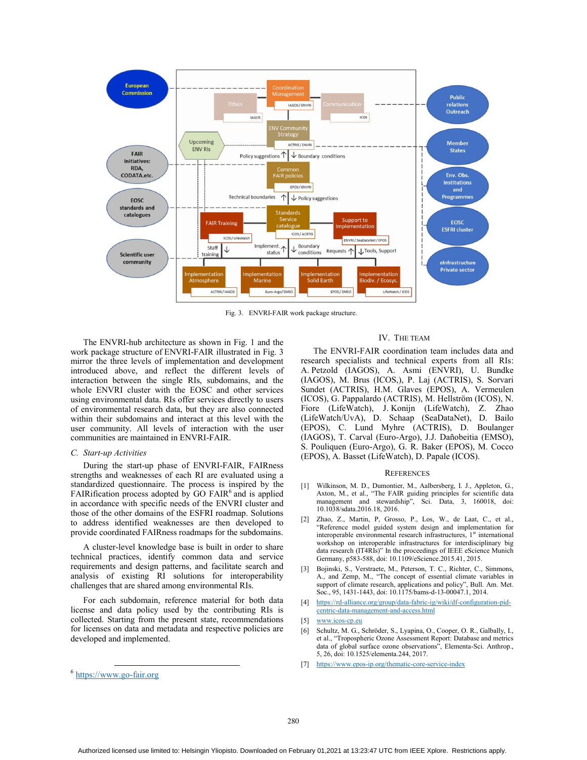European Commission

Coordination Management
IAGOS / ENVRI

Ethics
IAGOS

Communication
ICOS

Public relations Outreach

ENV Community Strategy
ACTRIS / ENVRI

Upcoming ENV RIs

Member States

FAIR Initiatives: RDA, CODATA.etc.

Policy suggestions
Boundary conditions

Common FAIR policies
EPOS / ENVRI

Env. Obs. Institutions and Programmes

Technical boundaries
Policy suggestions

EOSC standards and catalogues

FAIR Training
ICOS / LifeWatch

Standards Service catalogue
ICOS / ACTRIS

Support to Implementation
ENVRI / SeaDataNet / EPOS

EOSC ESFRI cluster

Scientific user community

Staff training
Implement. status
Boundary conditions
Requests
Tools, Support

eInfrastructure Private sector

Implementation Atmosphere
ACTRIS / IAGOS

Implementation Marine
Euro-Argo / EMSO

Implementation Solid Earth
EPOS / EMSO

Implementation Biodiv. / Ecosys.
LifeWatch / ICOS

Fig. 3. ENVRI-FAIR work package structure.

The ENVRI-hub architecture as shown in Fig. 1 and the work package structure of ENVRI-FAIR illustrated in Fig. 3 mirror the three levels of implementation and development introduced above, and reflect the different levels of interaction between the single RIs, subdomains, and the whole ENVRI cluster with the EOSC and other services using environmental data. RIs offer services directly to users of environmental research data, but they are also connected within their subdomains and interact at this level with the user community. All levels of interaction with the user communities are maintained in ENVRI-FAIR.

### C. Start-up Activities

During the start-up phase of ENVRI-FAIR, FAIRness strengths and weaknesses of each RI are evaluated using a standardized questionnaire. The process is inspired by the FAIRification process adopted by GO FAIR[6] and is applied in accordance with specific needs of the ENVRI cluster and those of the other domains of the ESFRI roadmap. Solutions to address identified weaknesses are then developed to provide coordinated FAIRness roadmaps for the subdomains.

A cluster-level knowledge base is built in order to share technical practices, identify common data and service requirements and design patterns, and facilitate search and analysis of existing RI solutions for interoperability challenges that are shared among environmental RIs.

For each subdomain, reference material for both data license and data policy used by the contributing RIs is collected. Starting from the present state, recommendations for licenses on data and metadata and respective policies are developed and implemented.

[6] https://www.go-fair.org

## IV. The Team

The ENVRI-FAIR coordination team includes data and research specialists and technical experts from all RIs: A. Petzold (IAGOS), A. Asmi (ENVRI), U. Bundke (IAGOS), M. Brus (ICOS,), P. Laj (ACTRIS), S. Sorvari Sundet (ACTRIS), H.M. Glaves (EPOS), A. Vermeulen (ICOS), G. Pappalardo (ACTRIS), M. Hellström (ICOS), N. Fiore (LifeWatch), J. Konijn (LifeWatch), Z. Zhao (LifeWatch/UvA), D. Schaap (SeaDataNet), D. Bailo (EPOS), C. Lund Myhre (ACTRIS), D. Boulanger (IAGOS), T. Carval (Euro-Argo), J.J. Dañobeitia (EMSO), S. Pouliquen (Euro-Argo), G. R. Baker (EPOS), M. Cocco (EPOS), A. Basset (LifeWatch), D. Papale (ICOS).

## References

[1] Wilkinson, M. D., Dumontier, M., Aalbersberg, I. J., Appleton, G., Axton, M., et al., "The FAIR guiding principles for scientific data management and stewardship", Sci. Data, 3, 160018, doi: 10.1038/sdata.2016.18, 2016.

[2] Zhao, Z., Martin, P, Grosso, P., Los, W., de Laat, C., et al., "Reference model guided system design and implementation for interoperable environmental research infrastructures, 1st international workshop on interoperable infrastructures for interdisciplinary big data research (IT4RIs)" In the proceedings of IEEE eScience Munich Germany, p583-588, doi: 10.1109/eScience.2015.41, 2015.

[3] Bojinski, S., Verstraete, M., Peterson, T. C., Richter, C., Simmons, A., and Zemp, M., "The concept of essential climate variables in support of climate research, applications and policy", Bull. Am. Met. Soc., 95, 1431-1443, doi: 10.1175/bams-d-13-00047.1, 2014.

[4] https://rd-alliance.org/group/data-fabric-ig/wiki/df-configuration-pid-centric-data-management-and-access.html

[5] www.icos-cp.eu

[6] Schultz, M. G., Schröder, S., Lyapina, O., Cooper, O. R., Galbally, I., et al., "Tropospheric Ozone Assessment Report: Database and metrics data of global surface ozone observations", Elementa-Sci. Anthrop., 5, 26, doi: 10.1525/elementa.244, 2017.

[7] https://www.epos-ip.org/thematic-core-service-index